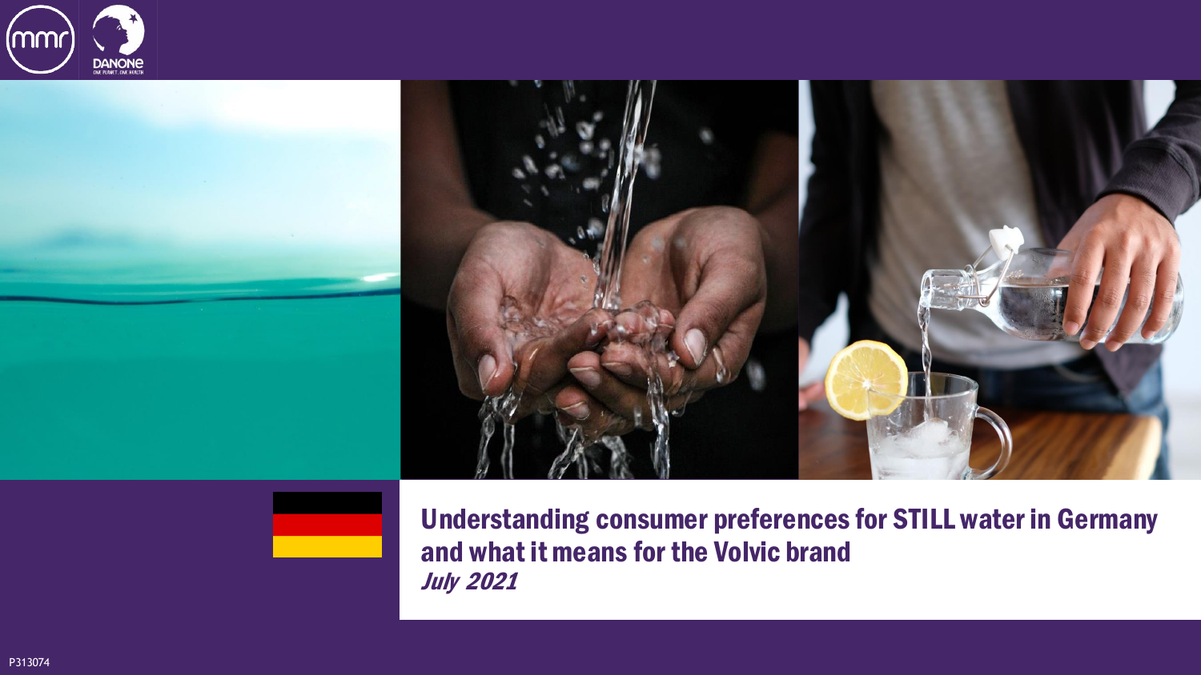# Understanding consumer preferences for STILL water in Germany and what it means for the Volvic brand

*July 2021*

P313074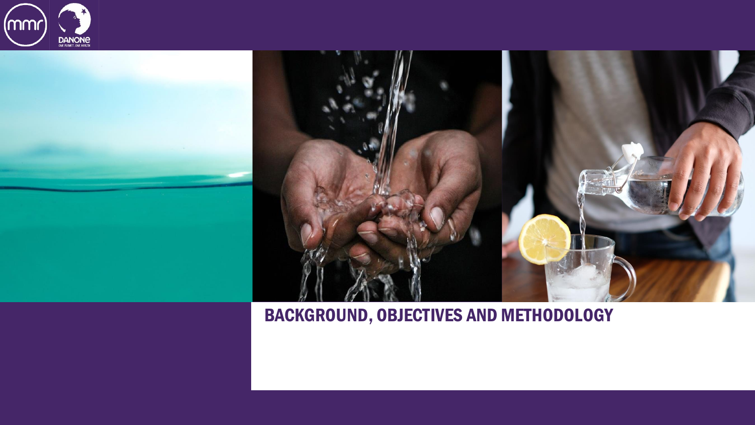# BACKGROUND, OBJECTIVES AND METHODOLOGY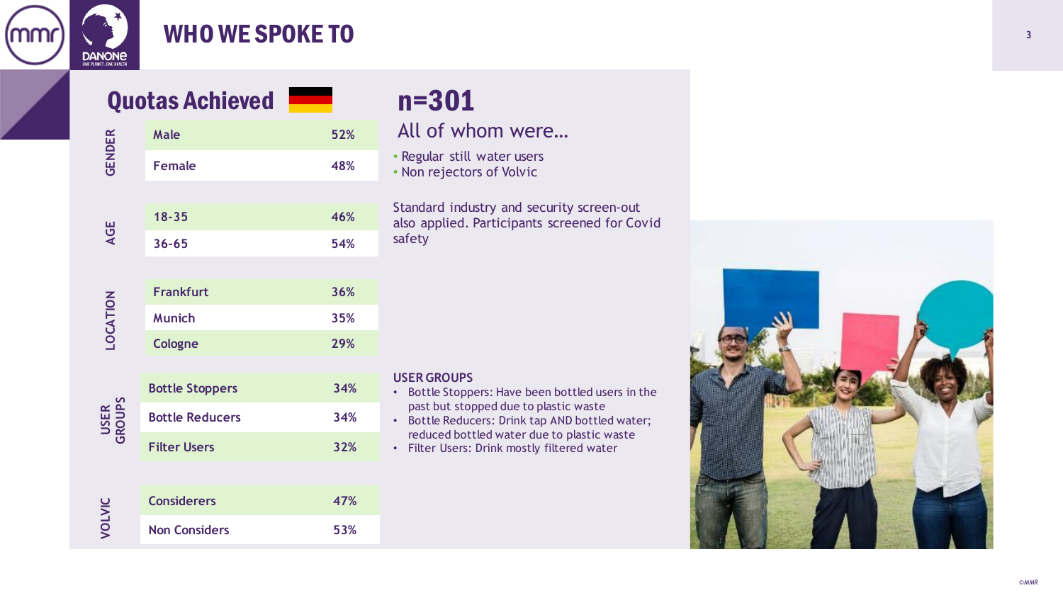# WHO WE SPOKE TO

## Quotas Achieved

| Category | Group | % |
|---|---|---|
| GENDER | Male | 52% |
| | Female | 48% |
| AGE | 18-35 | 46% |
| | 36-65 | 54% |
| LOCATION | Frankfurt | 36% |
| | Munich | 35% |
| | Cologne | 29% |
| USER GROUPS | Bottle Stoppers | 34% |
| | Bottle Reducers | 34% |
| | Filter Users | 32% |
| VOLVIC | Considerers | 47% |
| | Non Considers | 53% |

## n=301

All of whom were…

- Regular still water users
- Non rejectors of Volvic

Standard industry and security screen-out also applied. Participants screened for Covid safety

**USER GROUPS**

- Bottle Stoppers: Have been bottled users in the past but stopped due to plastic waste
- Bottle Reducers: Drink tap AND bottled water; reduced bottled water due to plastic waste
- Filter Users: Drink mostly filtered water

©MMR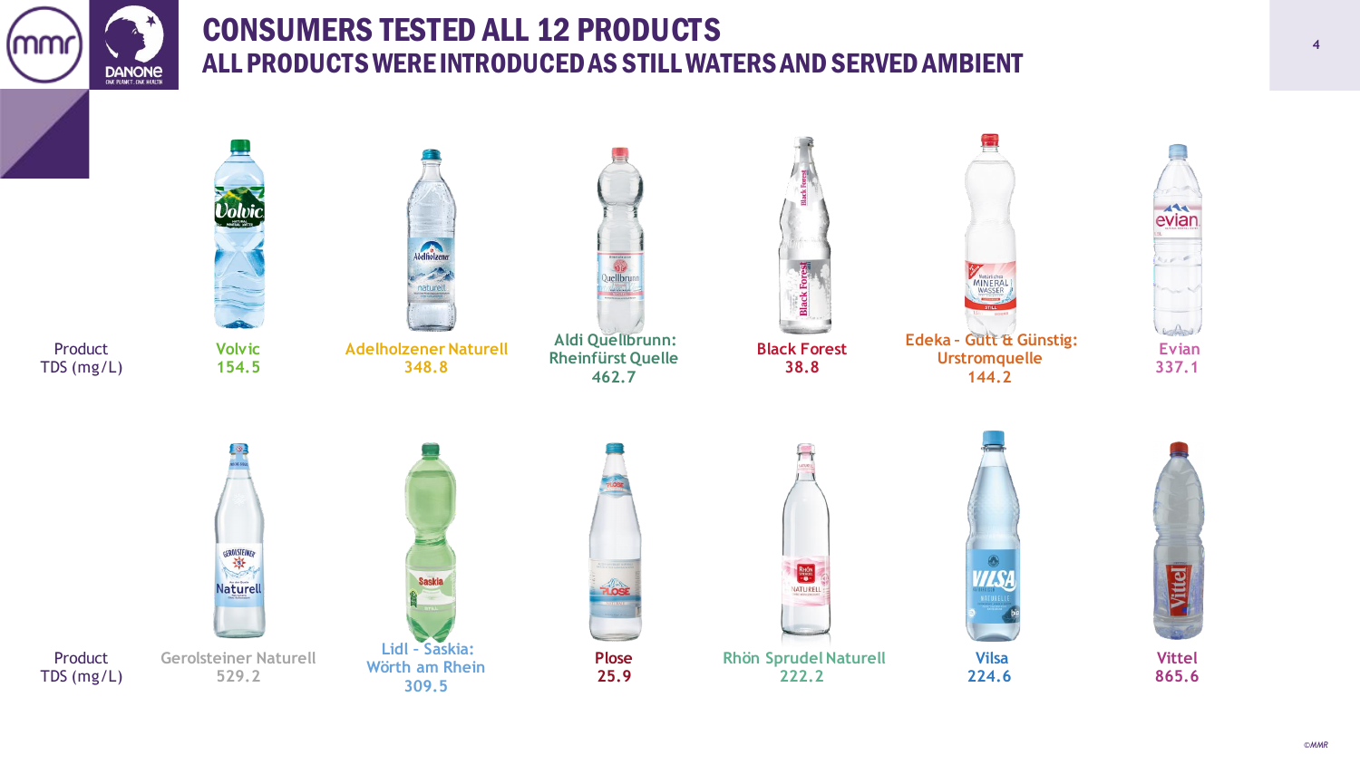# CONSUMERS TESTED ALL 12 PRODUCTS

## ALL PRODUCTS WERE INTRODUCED AS STILL WATERS AND SERVED AMBIENT

| Product | Volvic | Adelholzener Naturell | Aldi Quellbrunn: Rheinfürst Quelle | Black Forest | Edeka - Gut & Günstig: Urstromquelle | Evian |
|---|---|---|---|---|---|---|
| TDS (mg/L) | 154.5 | 348.8 | 462.7 | 38.8 | 144.2 | 337.1 |

| Product | Gerolsteiner Naturell | Lidl - Saskia: Wörth am Rhein | Plose | Rhön Sprudel Naturell | Vilsa | Vittel |
|---|---|---|---|---|---|---|
| TDS (mg/L) | 529.2 | 309.5 | 25.9 | 222.2 | 224.6 | 865.6 |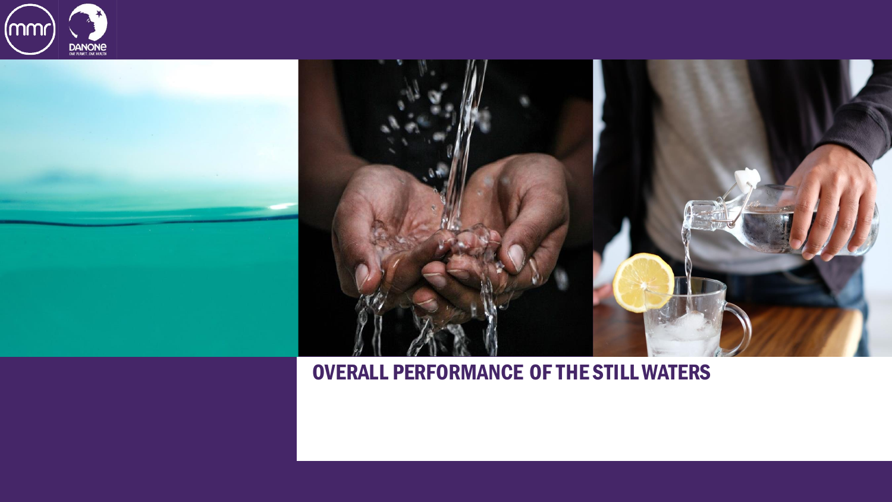# OVERALL PERFORMANCE OF THE STILL WATERS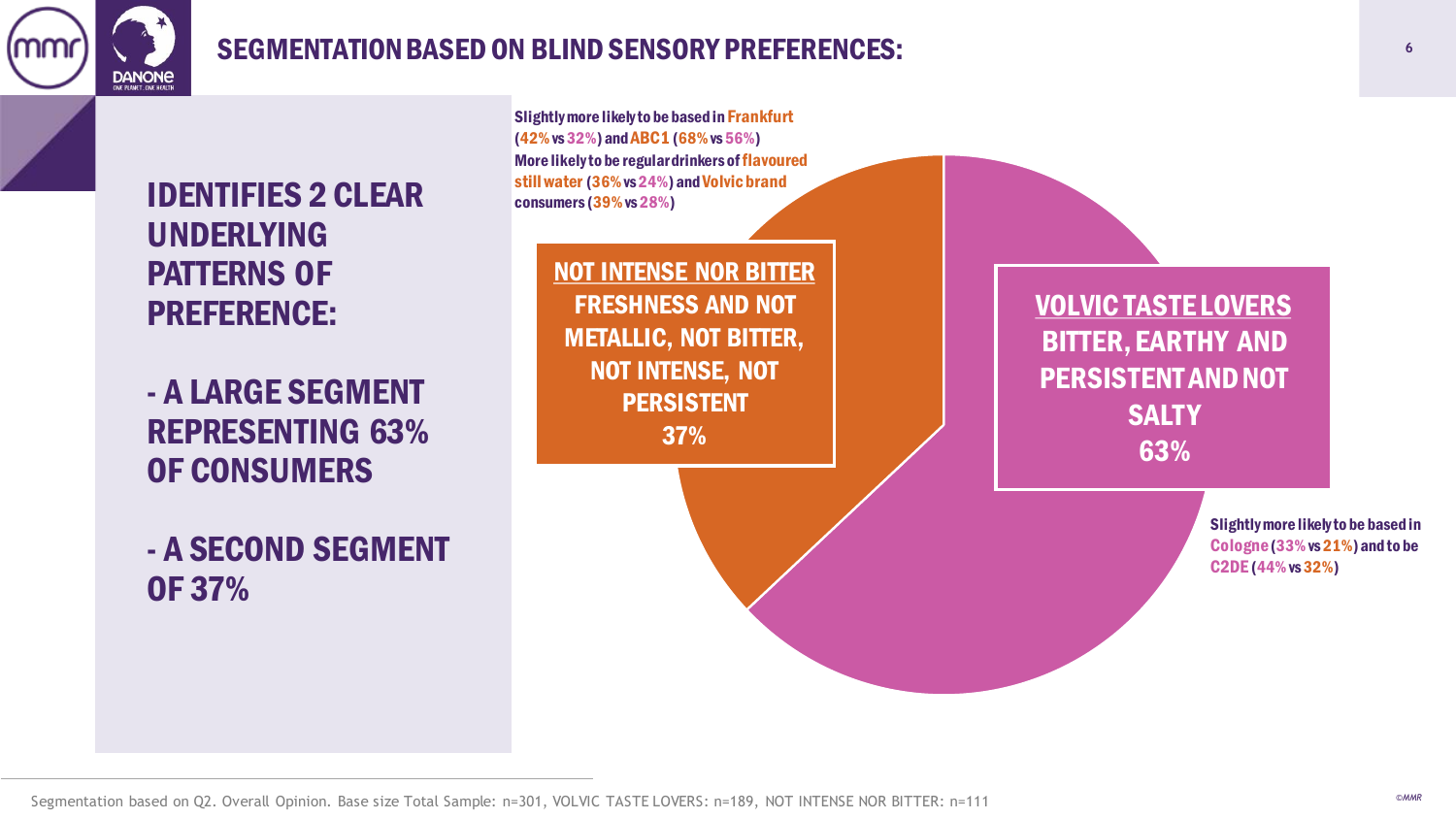# SEGMENTATION BASED ON BLIND SENSORY PREFERENCES:

**IDENTIFIES 2 CLEAR UNDERLYING PATTERNS OF PREFERENCE:**

**- A LARGE SEGMENT REPRESENTING 63% OF CONSUMERS**

**- A SECOND SEGMENT OF 37%**

**Slightly more likely to be based in Frankfurt (42% vs 32%) and ABC1 (68% vs 56%)**
**More likely to be regular drinkers of flavoured still water (36% vs 24%) and Volvic brand consumers (39% vs 28%)**

**NOT INTENSE NOR BITTER**
**FRESHNESS AND NOT METALLIC, NOT BITTER, NOT INTENSE, NOT PERSISTENT**
**37%**

**VOLVIC TASTE LOVERS**
**BITTER, EARTHY AND PERSISTENT AND NOT SALTY**
**63%**

**Slightly more likely to be based in Cologne (33% vs 21%) and to be C2DE (44% vs 32%)**

Segmentation based on Q2. Overall Opinion. Base size Total Sample: n=301, VOLVIC TASTE LOVERS: n=189, NOT INTENSE NOR BITTER: n=111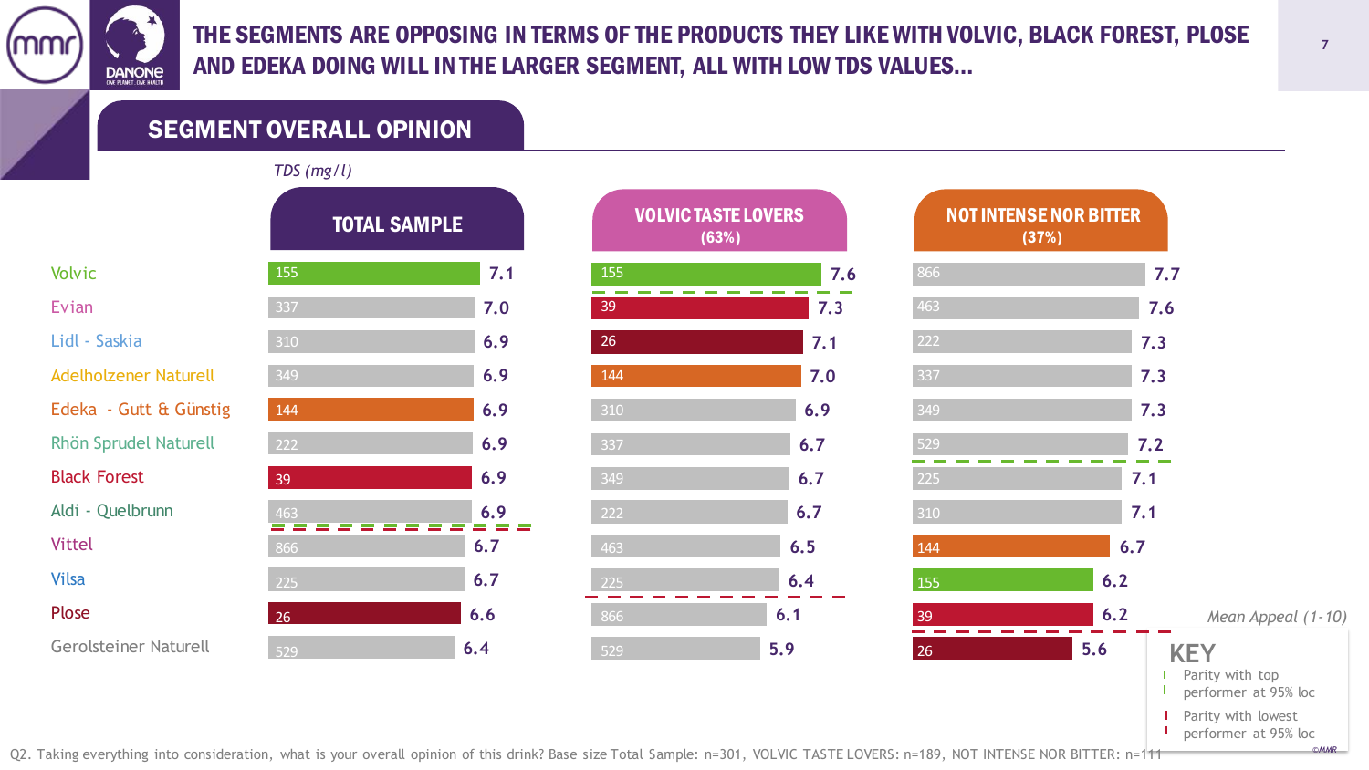# THE SEGMENTS ARE OPPOSING IN TERMS OF THE PRODUCTS THEY LIKE WITH VOLVIC, BLACK FOREST, PLOSE AND EDEKA DOING WILL IN THE LARGER SEGMENT, ALL WITH LOW TDS VALUES...

## SEGMENT OVERALL OPINION

*TDS (mg/l)*

**TOTAL SAMPLE**

| Product | TDS | Mean Appeal |
|---|---|---|
| Volvic | 155 | 7.1 |
| Evian | 337 | 7.0 |
| Lidl - Saskia | 310 | 6.9 |
| Adelholzener Naturell | 349 | 6.9 |
| Edeka - Gutt & Günstig | 144 | 6.9 |
| Rhön Sprudel Naturell | 222 | 6.9 |
| Black Forest | 39 | 6.9 |
| Aldi - Quelbrunn | 463 | 6.9 |
| *(parity with top performer line)* | | |
| Vittel | 866 | 6.7 |
| Vilsa | 225 | 6.7 |
| Plose | 26 | 6.6 |
| Gerolsteiner Naturell | 529 | 6.4 |

**VOLVIC TASTE LOVERS (63%)**

| TDS | Mean Appeal |
|---|---|
| 155 | 7.6 |
| *(parity with top performer line)* | |
| 39 | 7.3 |
| 26 | 7.1 |
| 144 | 7.0 |
| 310 | 6.9 |
| 337 | 6.7 |
| 349 | 6.7 |
| 222 | 6.7 |
| 463 | 6.5 |
| 225 | 6.4 |
| *(parity with lowest performer line)* | |
| 866 | 6.1 |
| 529 | 5.9 |

**NOT INTENSE NOR BITTER (37%)**

| TDS | Mean Appeal |
|---|---|
| 866 | 7.7 |
| 463 | 7.6 |
| 222 | 7.3 |
| 337 | 7.3 |
| 349 | 7.3 |
| 529 | 7.2 |
| *(parity with top performer line)* | |
| 225 | 7.1 |
| 310 | 7.1 |
| 144 | 6.7 |
| 155 | 6.2 |
| 39 | 6.2 |
| *(parity with lowest performer line)* | |
| 26 | 5.6 |

*Mean Appeal (1-10)*

**KEY**
- Parity with top performer at 95% loc
- Parity with lowest performer at 95% loc

Q2. Taking everything into consideration, what is your overall opinion of this drink? Base size Total Sample: n=301, VOLVIC TASTE LOVERS: n=189, NOT INTENSE NOR BITTER: n=111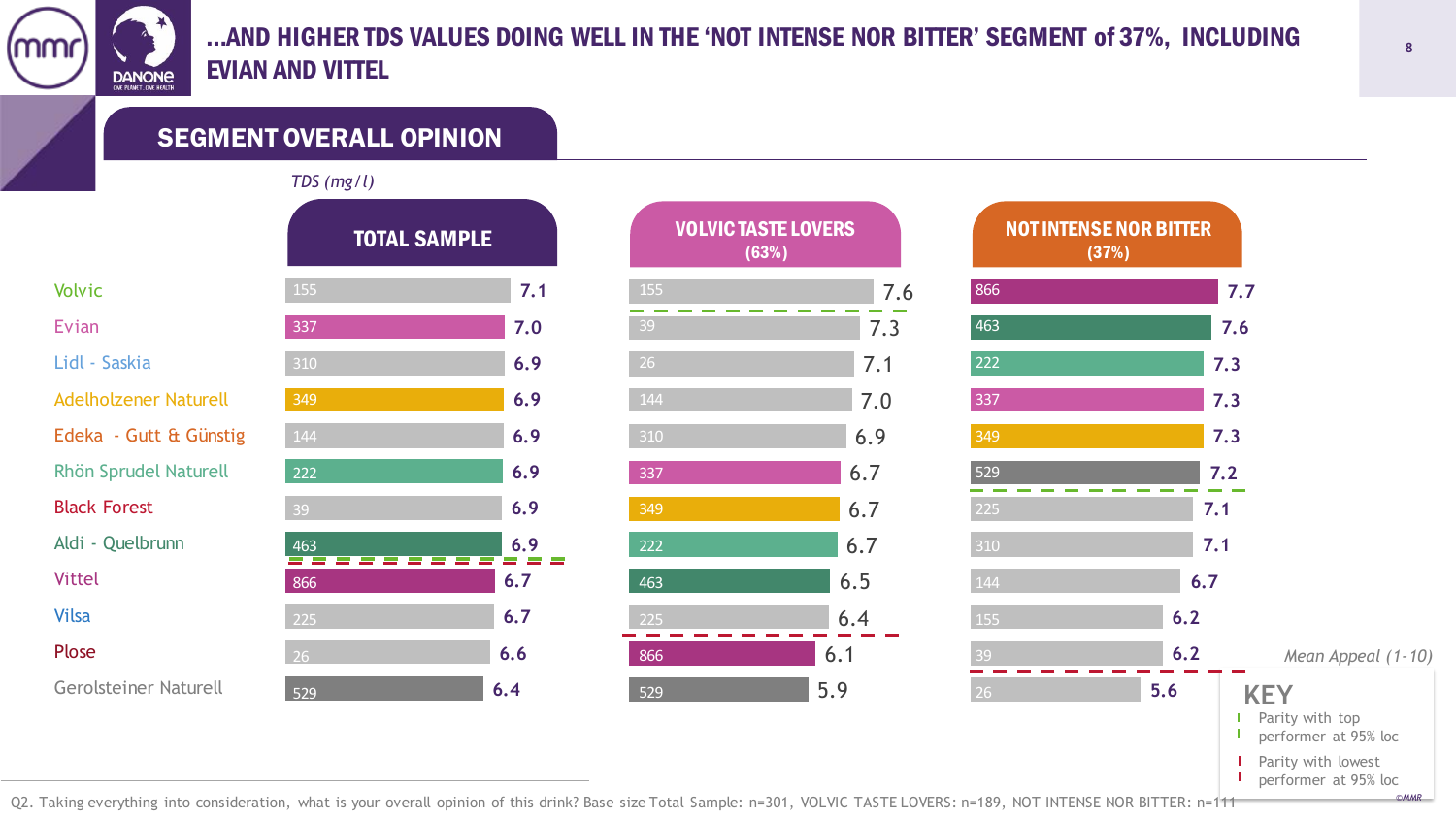# ...AND HIGHER TDS VALUES DOING WELL IN THE 'NOT INTENSE NOR BITTER' SEGMENT of 37%, INCLUDING EVIAN AND VITTEL

## SEGMENT OVERALL OPINION

*TDS (mg/l)*

**TOTAL SAMPLE**

| Brand | TDS | Mean Appeal |
|---|---|---|
| Volvic | 155 | 7.1 |
| Evian | 337 | 7.0 |
| Lidl - Saskia | 310 | 6.9 |
| Adelholzener Naturell | 349 | 6.9 |
| Edeka - Gutt & Günstig | 144 | 6.9 |
| Rhön Sprudel Naturell | 222 | 6.9 |
| Black Forest | 39 | 6.9 |
| Aldi - Quelbrunn | 463 | 6.9 |
| Vittel | 866 | 6.7 |
| Vilsa | 225 | 6.7 |
| Plose | 26 | 6.6 |
| Gerolsteiner Naturell | 529 | 6.4 |

**VOLVIC TASTE LOVERS (63%)**

| TDS | Mean Appeal |
|---|---|
| 155 | 7.6 |
| 39 | 7.3 |
| 26 | 7.1 |
| 144 | 7.0 |
| 310 | 6.9 |
| 337 | 6.7 |
| 349 | 6.7 |
| 222 | 6.7 |
| 463 | 6.5 |
| 225 | 6.4 |
| 866 | 6.1 |
| 529 | 5.9 |

**NOT INTENSE NOR BITTER (37%)**

| TDS | Mean Appeal |
|---|---|
| 866 | 7.7 |
| 463 | 7.6 |
| 222 | 7.3 |
| 337 | 7.3 |
| 349 | 7.3 |
| 529 | 7.2 |
| 225 | 7.1 |
| 310 | 7.1 |
| 144 | 6.7 |
| 155 | 6.2 |
| 39 | 6.2 |
| 26 | 5.6 |

*Mean Appeal (1-10)*

**KEY**
- Parity with top performer at 95% loc
- Parity with lowest performer at 95% loc

Q2. Taking everything into consideration, what is your overall opinion of this drink? Base size Total Sample: n=301, VOLVIC TASTE LOVERS: n=189, NOT INTENSE NOR BITTER: n=111

©MMR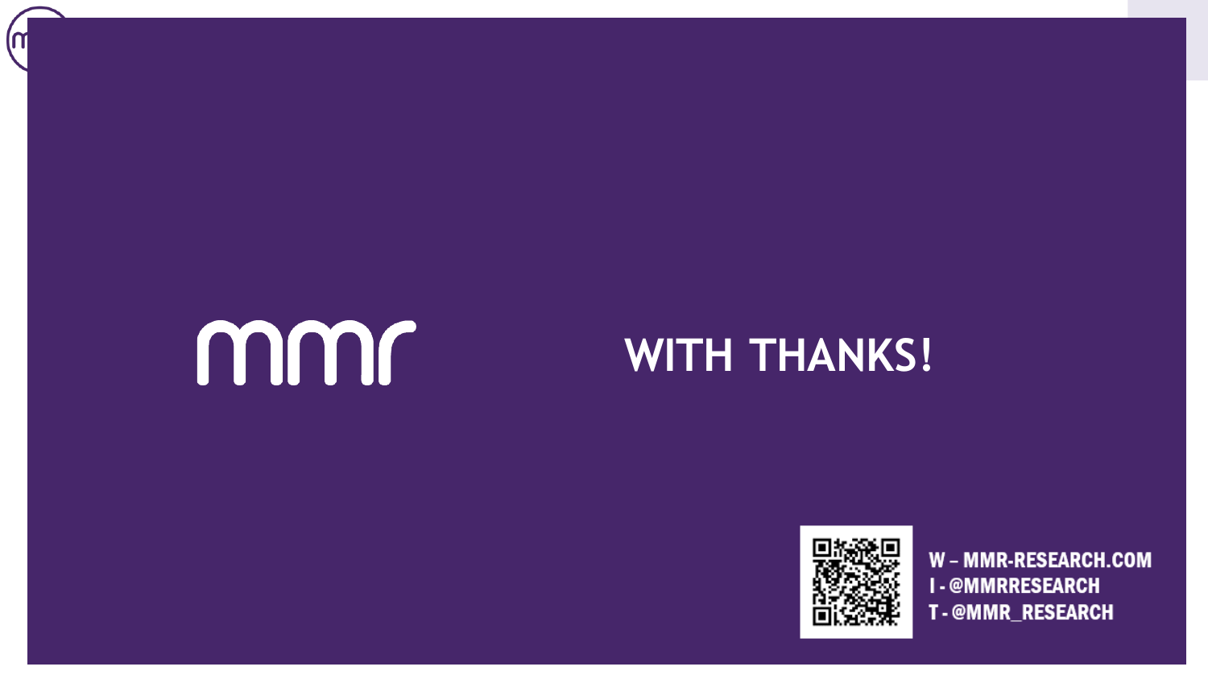mmr

# WITH THANKS!

W – MMR-RESEARCH.COM
I - @MMRRESEARCH
T - @MMR_RESEARCH